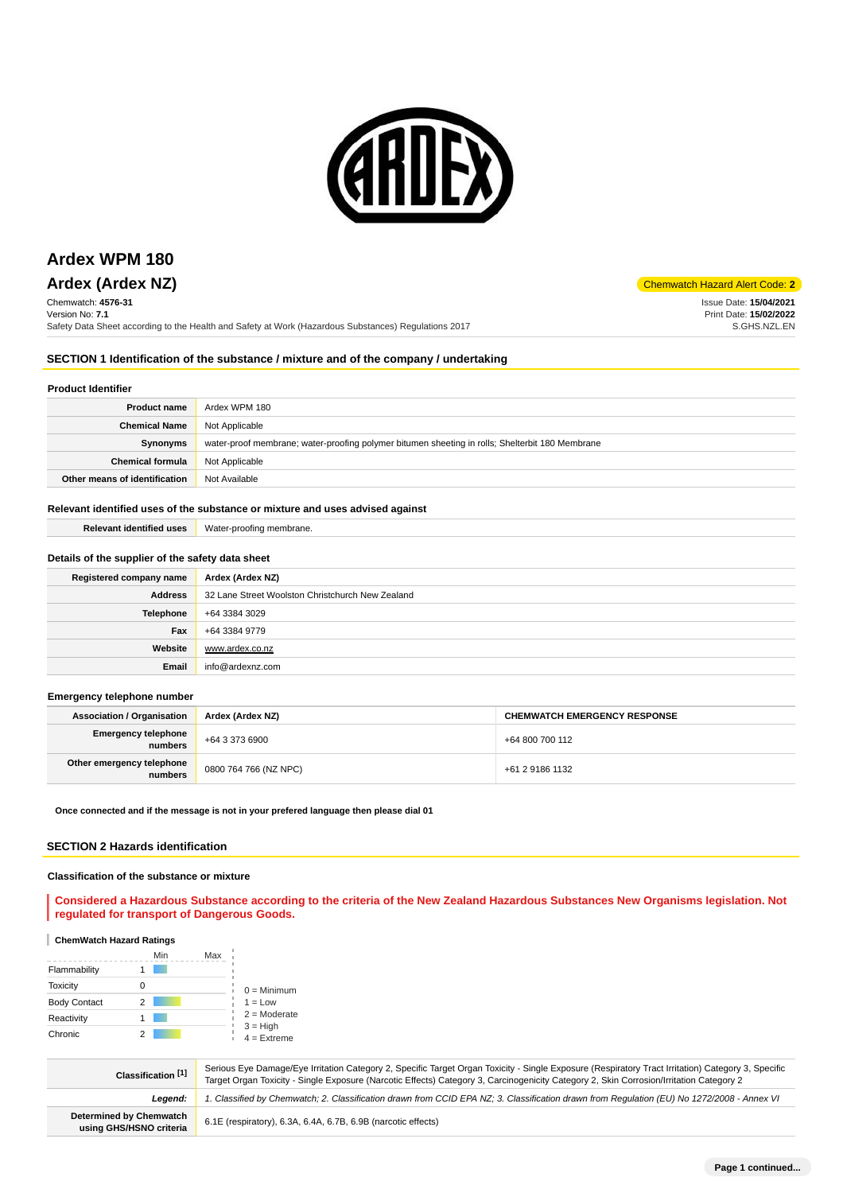# Ardex WPM 180

## Ardex (Ardex NZ)

Chemwatch Hazard Alert Code: **2**

Chemwatch: **4576-31**
Version No: **7.1**
Safety Data Sheet according to the Health and Safety at Work (Hazardous Substances) Regulations 2017

Issue Date: **15/04/2021**
Print Date: **15/02/2022**
S.GHS.NZL.EN

## SECTION 1 Identification of the substance / mixture and of the company / undertaking

### Product Identifier

| | |
|---|---|
| **Product name** | Ardex WPM 180 |
| **Chemical Name** | Not Applicable |
| **Synonyms** | water-proof membrane; water-proofing polymer bitumen sheeting in rolls; Shelterbit 180 Membrane |
| **Chemical formula** | Not Applicable |
| **Other means of identification** | Not Available |

### Relevant identified uses of the substance or mixture and uses advised against

| | |
|---|---|
| **Relevant identified uses** | Water-proofing membrane. |

### Details of the supplier of the safety data sheet

| | |
|---|---|
| **Registered company name** | Ardex (Ardex NZ) |
| **Address** | 32 Lane Street Woolston Christchurch New Zealand |
| **Telephone** | +64 3384 3029 |
| **Fax** | +64 3384 9779 |
| **Website** | www.ardex.co.nz |
| **Email** | info@ardexnz.com |

### Emergency telephone number

| **Association / Organisation** | **Ardex (Ardex NZ)** | **CHEMWATCH EMERGENCY RESPONSE** |
|---|---|---|
| **Emergency telephone numbers** | +64 3 373 6900 | +64 800 700 112 |
| **Other emergency telephone numbers** | 0800 764 766 (NZ NPC) | +61 2 9186 1132 |

**Once connected and if the message is not in your prefered language then please dial 01**

## SECTION 2 Hazards identification

### Classification of the substance or mixture

**Considered a Hazardous Substance according to the criteria of the New Zealand Hazardous Substances New Organisms legislation. Not regulated for transport of Dangerous Goods.**

**ChemWatch Hazard Ratings**

| | Min | Max |
|---|---|---|
| Flammability | 1 | |
| Toxicity | 0 | |
| Body Contact | 2 | |
| Reactivity | 1 | |
| Chronic | 2 | |

0 = Minimum
1 = Low
2 = Moderate
3 = High
4 = Extreme

| | |
|---|---|
| **Classification [1]** | Serious Eye Damage/Eye Irritation Category 2, Specific Target Organ Toxicity - Single Exposure (Respiratory Tract Irritation) Category 3, Specific Target Organ Toxicity - Single Exposure (Narcotic Effects) Category 3, Carcinogenicity Category 2, Skin Corrosion/Irritation Category 2 |
| ***Legend:*** | *1. Classified by Chemwatch; 2. Classification drawn from CCID EPA NZ; 3. Classification drawn from Regulation (EU) No 1272/2008 - Annex VI* |
| **Determined by Chemwatch using GHS/HSNO criteria** | 6.1E (respiratory), 6.3A, 6.4A, 6.7B, 6.9B (narcotic effects) |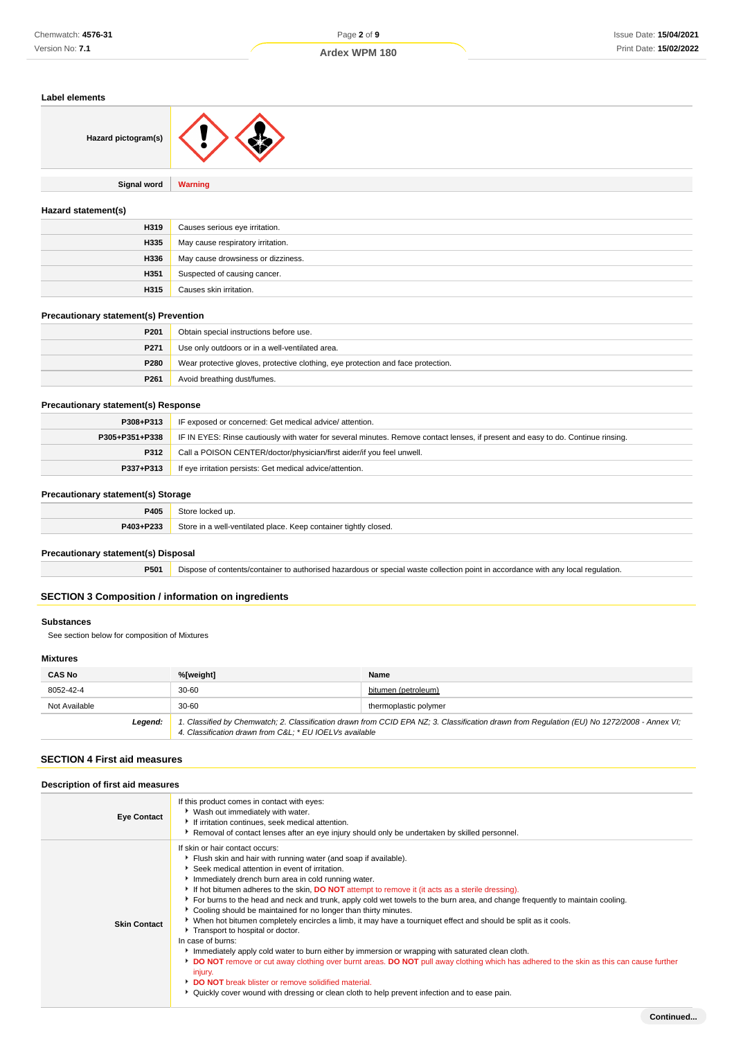### Label elements

| | |
|---|---|
| **Hazard pictogram(s)** | |
| **Signal word** | **Warning** |

### Hazard statement(s)

| | |
|---|---|
| **H319** | Causes serious eye irritation. |
| **H335** | May cause respiratory irritation. |
| **H336** | May cause drowsiness or dizziness. |
| **H351** | Suspected of causing cancer. |
| **H315** | Causes skin irritation. |

### Precautionary statement(s) Prevention

| | |
|---|---|
| **P201** | Obtain special instructions before use. |
| **P271** | Use only outdoors or in a well-ventilated area. |
| **P280** | Wear protective gloves, protective clothing, eye protection and face protection. |
| **P261** | Avoid breathing dust/fumes. |

### Precautionary statement(s) Response

| | |
|---|---|
| **P308+P313** | IF exposed or concerned: Get medical advice/ attention. |
| **P305+P351+P338** | IF IN EYES: Rinse cautiously with water for several minutes. Remove contact lenses, if present and easy to do. Continue rinsing. |
| **P312** | Call a POISON CENTER/doctor/physician/first aider/if you feel unwell. |
| **P337+P313** | If eye irritation persists: Get medical advice/attention. |

### Precautionary statement(s) Storage

| | |
|---|---|
| **P405** | Store locked up. |
| **P403+P233** | Store in a well-ventilated place. Keep container tightly closed. |

### Precautionary statement(s) Disposal

| | |
|---|---|
| **P501** | Dispose of contents/container to authorised hazardous or special waste collection point in accordance with any local regulation. |

## SECTION 3 Composition / information on ingredients

### Substances

See section below for composition of Mixtures

### Mixtures

| CAS No | %[weight] | Name |
|---|---|---|
| 8052-42-4 | 30-60 | bitumen (petroleum) |
| Not Available | 30-60 | thermoplastic polymer |
| ***Legend:*** | *1. Classified by Chemwatch; 2. Classification drawn from CCID EPA NZ; 3. Classification drawn from Regulation (EU) No 1272/2008 - Annex VI; 4. Classification drawn from C&L; * EU IOELVs available* | |

## SECTION 4 First aid measures

### Description of first aid measures

| | |
|---|---|
| **Eye Contact** | If this product comes in contact with eyes:<br>▸ Wash out immediately with water.<br>▸ If irritation continues, seek medical attention.<br>▸ Removal of contact lenses after an eye injury should only be undertaken by skilled personnel. |
| **Skin Contact** | If skin or hair contact occurs:<br>▸ Flush skin and hair with running water (and soap if available).<br>▸ Seek medical attention in event of irritation.<br>▸ Immediately drench burn area in cold running water.<br>▸ If hot bitumen adheres to the skin, **DO NOT** attempt to remove it (it acts as a sterile dressing).<br>▸ For burns to the head and neck and trunk, apply cold wet towels to the burn area, and change frequently to maintain cooling.<br>▸ Cooling should be maintained for no longer than thirty minutes.<br>▸ When hot bitumen completely encircles a limb, it may have a tourniquet effect and should be split as it cools.<br>▸ Transport to hospital or doctor.<br>In case of burns:<br>▸ Immediately apply cold water to burn either by immersion or wrapping with saturated clean cloth.<br>▸ **DO NOT** remove or cut away clothing over burnt areas. **DO NOT** pull away clothing which has adhered to the skin as this can cause further injury.<br>▸ **DO NOT** break blister or remove solidified material.<br>▸ Quickly cover wound with dressing or clean cloth to help prevent infection and to ease pain. |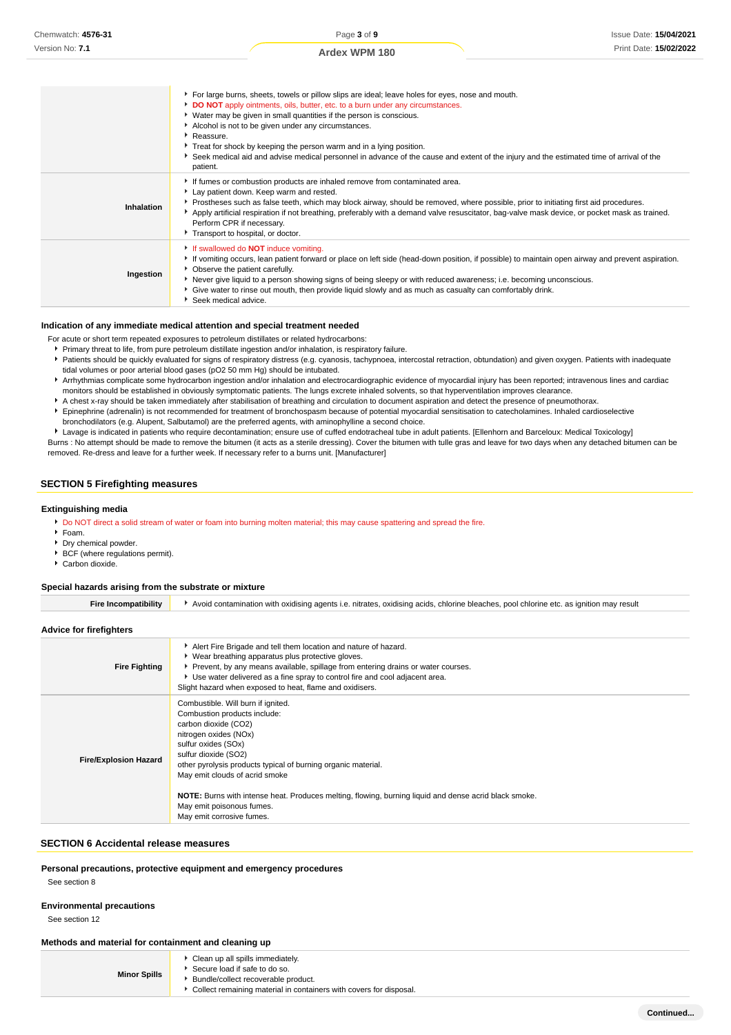| | |
|---|---|
| | ▸ For large burns, sheets, towels or pillow slips are ideal; leave holes for eyes, nose and mouth.<br>▸ **DO NOT** apply ointments, oils, butter, etc. to a burn under any circumstances.<br>▸ Water may be given in small quantities if the person is conscious.<br>▸ Alcohol is not to be given under any circumstances.<br>▸ Reassure.<br>▸ Treat for shock by keeping the person warm and in a lying position.<br>▸ Seek medical aid and advise medical personnel in advance of the cause and extent of the injury and the estimated time of arrival of the patient. |
| **Inhalation** | ▸ If fumes or combustion products are inhaled remove from contaminated area.<br>▸ Lay patient down. Keep warm and rested.<br>▸ Prostheses such as false teeth, which may block airway, should be removed, where possible, prior to initiating first aid procedures.<br>▸ Apply artificial respiration if not breathing, preferably with a demand valve resuscitator, bag-valve mask device, or pocket mask as trained. Perform CPR if necessary.<br>▸ Transport to hospital, or doctor. |
| **Ingestion** | ▸ If swallowed do **NOT** induce vomiting.<br>▸ If vomiting occurs, lean patient forward or place on left side (head-down position, if possible) to maintain open airway and prevent aspiration.<br>▸ Observe the patient carefully.<br>▸ Never give liquid to a person showing signs of being sleepy or with reduced awareness; i.e. becoming unconscious.<br>▸ Give water to rinse out mouth, then provide liquid slowly and as much as casualty can comfortably drink.<br>▸ Seek medical advice. |

### Indication of any immediate medical attention and special treatment needed

For acute or short term repeated exposures to petroleum distillates or related hydrocarbons:

- Primary threat to life, from pure petroleum distillate ingestion and/or inhalation, is respiratory failure.
- Patients should be quickly evaluated for signs of respiratory distress (e.g. cyanosis, tachypnoea, intercostal retraction, obtundation) and given oxygen. Patients with inadequate tidal volumes or poor arterial blood gases (pO2 50 mm Hg) should be intubated.
- Arrhythmias complicate some hydrocarbon ingestion and/or inhalation and electrocardiographic evidence of myocardial injury has been reported; intravenous lines and cardiac monitors should be established in obviously symptomatic patients. The lungs excrete inhaled solvents, so that hyperventilation improves clearance.
- A chest x-ray should be taken immediately after stabilisation of breathing and circulation to document aspiration and detect the presence of pneumothorax.
- Epinephrine (adrenalin) is not recommended for treatment of bronchospasm because of potential myocardial sensitisation to catecholamines. Inhaled cardioselective bronchodilators (e.g. Alupent, Salbutamol) are the preferred agents, with aminophylline a second choice.
- Lavage is indicated in patients who require decontamination; ensure use of cuffed endotracheal tube in adult patients. [Ellenhorn and Barceloux: Medical Toxicology]

Burns : No attempt should be made to remove the bitumen (it acts as a sterile dressing). Cover the bitumen with tulle gras and leave for two days when any detached bitumen can be removed. Re-dress and leave for a further week. If necessary refer to a burns unit. [Manufacturer]

## SECTION 5 Firefighting measures

### Extinguishing media

- Do NOT direct a solid stream of water or foam into burning molten material; this may cause spattering and spread the fire.
- Foam.
- Dry chemical powder.
- BCF (where regulations permit).
- Carbon dioxide.

### Special hazards arising from the substrate or mixture

| | |
|---|---|
| **Fire Incompatibility** | ▸ Avoid contamination with oxidising agents i.e. nitrates, oxidising acids, chlorine bleaches, pool chlorine etc. as ignition may result |

### Advice for firefighters

| | |
|---|---|
| **Fire Fighting** | ▸ Alert Fire Brigade and tell them location and nature of hazard.<br>▸ Wear breathing apparatus plus protective gloves.<br>▸ Prevent, by any means available, spillage from entering drains or water courses.<br>▸ Use water delivered as a fine spray to control fire and cool adjacent area.<br>Slight hazard when exposed to heat, flame and oxidisers. |
| **Fire/Explosion Hazard** | Combustible. Will burn if ignited.<br>Combustion products include:<br>carbon dioxide ($CO_2$)<br>nitrogen oxides ($NO_x$)<br>sulfur oxides ($SO_x$)<br>sulfur dioxide ($SO_2$)<br>other pyrolysis products typical of burning organic material.<br>May emit clouds of acrid smoke<br><br>**NOTE:** Burns with intense heat. Produces melting, flowing, burning liquid and dense acrid black smoke.<br>May emit poisonous fumes.<br>May emit corrosive fumes. |

## SECTION 6 Accidental release measures

### Personal precautions, protective equipment and emergency procedures

See section 8

### Environmental precautions

See section 12

### Methods and material for containment and cleaning up

| | |
|---|---|
| **Minor Spills** | ▸ Clean up all spills immediately.<br>▸ Secure load if safe to do so.<br>▸ Bundle/collect recoverable product.<br>▸ Collect remaining material in containers with covers for disposal. |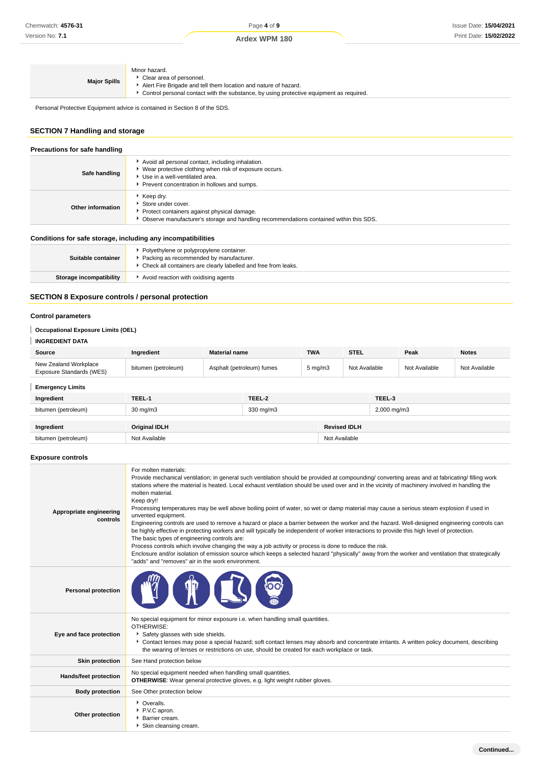| | |
|---|---|
| **Major Spills** | Minor hazard.<br>• Clear area of personnel.<br>• Alert Fire Brigade and tell them location and nature of hazard.<br>• Control personal contact with the substance, by using protective equipment as required. |

Personal Protective Equipment advice is contained in Section 8 of the SDS.

## SECTION 7 Handling and storage

### Precautions for safe handling

| | |
|---|---|
| **Safe handling** | • Avoid all personal contact, including inhalation.<br>• Wear protective clothing when risk of exposure occurs.<br>• Use in a well-ventilated area.<br>• Prevent concentration in hollows and sumps. |
| **Other information** | • Keep dry.<br>• Store under cover.<br>• Protect containers against physical damage.<br>• Observe manufacturer's storage and handling recommendations contained within this SDS. |

### Conditions for safe storage, including any incompatibilities

| | |
|---|---|
| **Suitable container** | • Polyethylene or polypropylene container.<br>• Packing as recommended by manufacturer.<br>• Check all containers are clearly labelled and free from leaks. |
| **Storage incompatibility** | • Avoid reaction with oxidising agents |

## SECTION 8 Exposure controls / personal protection

### Control parameters

#### Occupational Exposure Limits (OEL)

#### INGREDIENT DATA

| Source | Ingredient | Material name | TWA | STEL | Peak | Notes |
|---|---|---|---|---|---|---|
| New Zealand Workplace Exposure Standards (WES) | bitumen (petroleum) | Asphalt (petroleum) fumes | 5 mg/m3 | Not Available | Not Available | Not Available |

#### Emergency Limits

| Ingredient | TEEL-1 | TEEL-2 | TEEL-3 |
|---|---|---|---|
| bitumen (petroleum) | 30 mg/m3 | 330 mg/m3 | 2,000 mg/m3 |

| Ingredient | Original IDLH | Revised IDLH |
|---|---|---|
| bitumen (petroleum) | Not Available | Not Available |

### Exposure controls

| | |
|---|---|
| **Appropriate engineering controls** | For molten materials:<br>Provide mechanical ventilation; in general such ventilation should be provided at compounding/ converting areas and at fabricating/ filling work stations where the material is heated. Local exhaust ventilation should be used over and in the vicinity of machinery involved in handling the molten material.<br>Keep dry!!<br>Processing temperatures may be well above boiling point of water, so wet or damp material may cause a serious steam explosion if used in unvented equipment.<br>Engineering controls are used to remove a hazard or place a barrier between the worker and the hazard. Well-designed engineering controls can be highly effective in protecting workers and will typically be independent of worker interactions to provide this high level of protection.<br>The basic types of engineering controls are:<br>Process controls which involve changing the way a job activity or process is done to reduce the risk.<br>Enclosure and/or isolation of emission source which keeps a selected hazard "physically" away from the worker and ventilation that strategically "adds" and "removes" air in the work environment. |
| **Personal protection** | |
| **Eye and face protection** | No special equipment for minor exposure i.e. when handling small quantities.<br>OTHERWISE:<br>• Safety glasses with side shields.<br>• Contact lenses may pose a special hazard; soft contact lenses may absorb and concentrate irritants. A written policy document, describing the wearing of lenses or restrictions on use, should be created for each workplace or task. |
| **Skin protection** | See Hand protection below |
| **Hands/feet protection** | No special equipment needed when handling small quantities.<br>**OTHERWISE**: Wear general protective gloves, e.g. light weight rubber gloves. |
| **Body protection** | See Other protection below |
| **Other protection** | • Overalls.<br>• P.V.C apron.<br>• Barrier cream.<br>• Skin cleansing cream. |

Continued...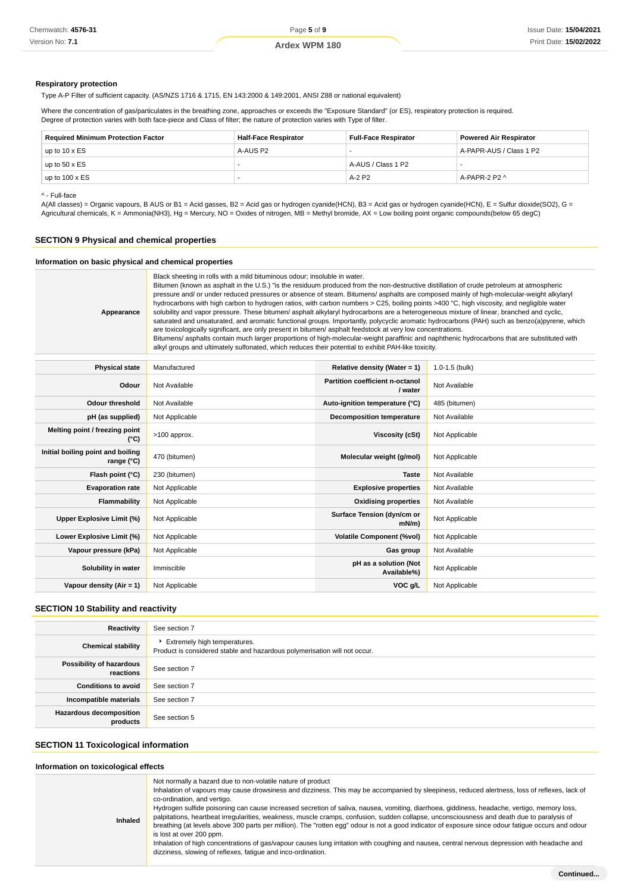### Respiratory protection

Type A-P Filter of sufficient capacity. (AS/NZS 1716 & 1715, EN 143:2000 & 149:2001, ANSI Z88 or national equivalent)

Where the concentration of gas/particulates in the breathing zone, approaches or exceeds the "Exposure Standard" (or ES), respiratory protection is required.
Degree of protection varies with both face-piece and Class of filter; the nature of protection varies with Type of filter.

| Required Minimum Protection Factor | Half-Face Respirator | Full-Face Respirator | Powered Air Respirator |
|---|---|---|---|
| up to 10 x ES | A-AUS P2 | - | A-PAPR-AUS / Class 1 P2 |
| up to 50 x ES | - | A-AUS / Class 1 P2 | - |
| up to 100 x ES | - | A-2 P2 | A-PAPR-2 P2 ^ |

^ - Full-face

A(All classes) = Organic vapours, B AUS or B1 = Acid gasses, B2 = Acid gas or hydrogen cyanide(HCN), B3 = Acid gas or hydrogen cyanide(HCN), E = Sulfur dioxide($SO_2$), G = Agricultural chemicals, K = Ammonia($NH_3$), Hg = Mercury, NO = Oxides of nitrogen, MB = Methyl bromide, AX = Low boiling point organic compounds(below 65 degC)

## SECTION 9 Physical and chemical properties

### Information on basic physical and chemical properties

| | |
|---|---|
| **Appearance** | Black sheeting in rolls with a mild bituminous odour; insoluble in water.<br>Bitumen (known as asphalt in the U.S.) "is the residuum produced from the non-destructive distillation of crude petroleum at atmospheric pressure and/ or under reduced pressures or absence of steam. Bitumens/ asphalts are composed mainly of high-molecular-weight alkylaryl hydrocarbons with high carbon to hydrogen ratios, with carbon numbers > C25, boiling points >400 °C, high viscosity, and negligible water solubility and vapor pressure. These bitumen/ asphalt alkylaryl hydrocarbons are a heterogeneous mixture of linear, branched and cyclic, saturated and unsaturated, and aromatic functional groups. Importantly, polycyclic aromatic hydrocarbons (PAH) such as benzo(a)pyrene, which are toxicologically significant, are only present in bitumen/ asphalt feedstock at very low concentrations.<br>Bitumens/ asphalts contain much larger proportions of high-molecular-weight paraffinic and naphthenic hydrocarbons that are substituted with alkyl groups and ultimately sulfonated, which reduces their potential to exhibit PAH-like toxicity. |

| | | | |
|---|---|---|---|
| **Physical state** | Manufactured | **Relative density (Water = 1)** | 1.0-1.5 (bulk) |
| **Odour** | Not Available | **Partition coefficient n-octanol / water** | Not Available |
| **Odour threshold** | Not Available | **Auto-ignition temperature (°C)** | 485 (bitumen) |
| **pH (as supplied)** | Not Applicable | **Decomposition temperature** | Not Available |
| **Melting point / freezing point (°C)** | >100 approx. | **Viscosity (cSt)** | Not Applicable |
| **Initial boiling point and boiling range (°C)** | 470 (bitumen) | **Molecular weight (g/mol)** | Not Applicable |
| **Flash point (°C)** | 230 (bitumen) | **Taste** | Not Available |
| **Evaporation rate** | Not Applicable | **Explosive properties** | Not Available |
| **Flammability** | Not Applicable | **Oxidising properties** | Not Available |
| **Upper Explosive Limit (%)** | Not Applicable | **Surface Tension (dyn/cm or mN/m)** | Not Applicable |
| **Lower Explosive Limit (%)** | Not Applicable | **Volatile Component (%vol)** | Not Applicable |
| **Vapour pressure (kPa)** | Not Applicable | **Gas group** | Not Available |
| **Solubility in water** | Immiscible | **pH as a solution (Not Available%)** | Not Applicable |
| **Vapour density (Air = 1)** | Not Applicable | **VOC g/L** | Not Applicable |

## SECTION 10 Stability and reactivity

| | |
|---|---|
| **Reactivity** | See section 7 |
| **Chemical stability** | ▸ Extremely high temperatures.<br>Product is considered stable and hazardous polymerisation will not occur. |
| **Possibility of hazardous reactions** | See section 7 |
| **Conditions to avoid** | See section 7 |
| **Incompatible materials** | See section 7 |
| **Hazardous decomposition products** | See section 5 |

## SECTION 11 Toxicological information

### Information on toxicological effects

| | |
|---|---|
| **Inhaled** | Not normally a hazard due to non-volatile nature of product<br>Inhalation of vapours may cause drowsiness and dizziness. This may be accompanied by sleepiness, reduced alertness, loss of reflexes, lack of co-ordination, and vertigo.<br>Hydrogen sulfide poisoning can cause increased secretion of saliva, nausea, vomiting, diarrhoea, giddiness, headache, vertigo, memory loss, palpitations, heartbeat irregularities, weakness, muscle cramps, confusion, sudden collapse, unconsciousness and death due to paralysis of breathing (at levels above 300 parts per million). The "rotten egg" odour is not a good indicator of exposure since odour fatigue occurs and odour is lost at over 200 ppm.<br>Inhalation of high concentrations of gas/vapour causes lung irritation with coughing and nausea, central nervous depression with headache and dizziness, slowing of reflexes, fatigue and inco-ordination. |

Continued...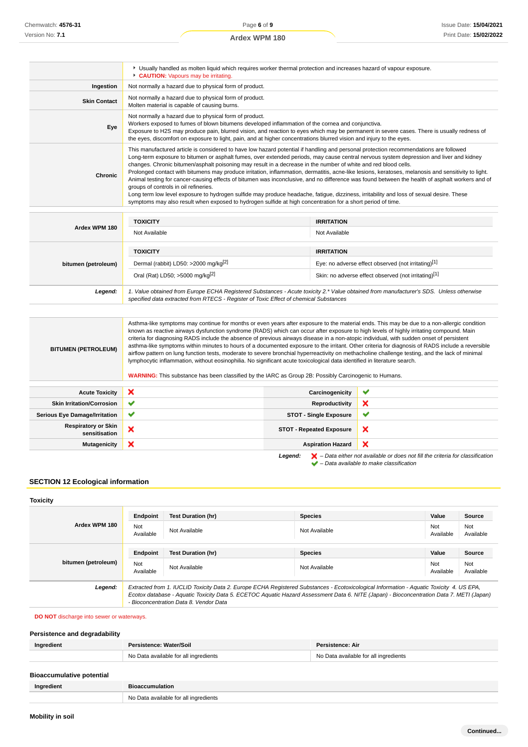| | |
|---|---|
| | ‣ Usually handled as molten liquid which requires worker thermal protection and increases hazard of vapour exposure.<br>‣ **CAUTION:** Vapours may be irritating. |
| **Ingestion** | Not normally a hazard due to physical form of product. |
| **Skin Contact** | Not normally a hazard due to physical form of product.<br>Molten material is capable of causing burns. |
| **Eye** | Not normally a hazard due to physical form of product.<br>Workers exposed to fumes of blown bitumens developed inflammation of the cornea and conjunctiva.<br>Exposure to H2S may produce pain, blurred vision, and reaction to eyes which may be permanent in severe cases. There is usually redness of the eyes, discomfort on exposure to light, pain, and at higher concentrations blurred vision and injury to the eyes. |
| **Chronic** | This manufactured article is considered to have low hazard potential if handling and personal protection recommendations are followed<br>Long-term exposure to bitumen or asphalt fumes, over extended periods, may cause central nervous system depression and liver and kidney changes. Chronic bitumen/asphalt poisoning may result in a decrease in the number of white and red blood cells.<br>Prolonged contact with bitumens may produce irritation, inflammation, dermatitis, acne-like lesions, keratoses, melanosis and sensitivity to light.<br>Animal testing for cancer-causing effects of bitumen was inconclusive, and no difference was found between the health of asphalt workers and of groups of controls in oil refineries.<br>Long term low level exposure to hydrogen sulfide may produce headache, fatigue, dizziness, irritability and loss of sexual desire. These symptoms may also result when exposed to hydrogen sulfide at high concentration for a short period of time. |

| | TOXICITY | IRRITATION |
|---|---|---|
| **Ardex WPM 180** | Not Available | Not Available |
| **bitumen (petroleum)** | Dermal (rabbit) LD50: >2000 mg/kg[2] | Eye: no adverse effect observed (not irritating)[1] |
| | Oral (Rat) LD50; >5000 mg/kg[2] | Skin: no adverse effect observed (not irritating)[1] |
| ***Legend:*** | *1. Value obtained from Europe ECHA Registered Substances - Acute toxicity 2.\* Value obtained from manufacturer's SDS. Unless otherwise specified data extracted from RTECS - Register of Toxic Effect of chemical Substances* | |

| | |
|---|---|
| **BITUMEN (PETROLEUM)** | Asthma-like symptoms may continue for months or even years after exposure to the material ends. This may be due to a non-allergic condition known as reactive airways dysfunction syndrome (RADS) which can occur after exposure to high levels of highly irritating compound. Main criteria for diagnosing RADS include the absence of previous airways disease in a non-atopic individual, with sudden onset of persistent asthma-like symptoms within minutes to hours of a documented exposure to the irritant. Other criteria for diagnosis of RADS include a reversible airflow pattern on lung function tests, moderate to severe bronchial hyperreactivity on methacholine challenge testing, and the lack of minimal lymphocytic inflammation, without eosinophilia. No significant acute toxicological data identified in literature search.<br><br>**WARNING:** This substance has been classified by the IARC as Group 2B: Possibly Carcinogenic to Humans. |

| | | | |
|---|---|---|---|
| **Acute Toxicity** | ✘ | **Carcinogenicity** | ✔ |
| **Skin Irritation/Corrosion** | ✔ | **Reproductivity** | ✘ |
| **Serious Eye Damage/Irritation** | ✔ | **STOT - Single Exposure** | ✔ |
| **Respiratory or Skin sensitisation** | ✘ | **STOT - Repeated Exposure** | ✘ |
| **Mutagenicity** | ✘ | **Aspiration Hazard** | ✘ |

***Legend:*** ✘ *– Data either not available or does not fill the criteria for classification*
✔ *– Data available to make classification*

## SECTION 12 Ecological information

### Toxicity

| | Endpoint | Test Duration (hr) | Species | Value | Source |
|---|---|---|---|---|---|
| **Ardex WPM 180** | Not Available | Not Available | Not Available | Not Available | Not Available |
| **bitumen (petroleum)** | Not Available | Not Available | Not Available | Not Available | Not Available |
| ***Legend:*** | *Extracted from 1. IUCLID Toxicity Data 2. Europe ECHA Registered Substances - Ecotoxicological Information - Aquatic Toxicity 4. US EPA, Ecotox database - Aquatic Toxicity Data 5. ECETOC Aquatic Hazard Assessment Data 6. NITE (Japan) - Bioconcentration Data 7. METI (Japan) - Bioconcentration Data 8. Vendor Data* | | | | |

**DO NOT** discharge into sewer or waterways.

### Persistence and degradability

| Ingredient | Persistence: Water/Soil | Persistence: Air |
|---|---|---|
| | No Data available for all ingredients | No Data available for all ingredients |

### Bioaccumulative potential

| Ingredient | Bioaccumulation |
|---|---|
| | No Data available for all ingredients |

### Mobility in soil

**Continued...**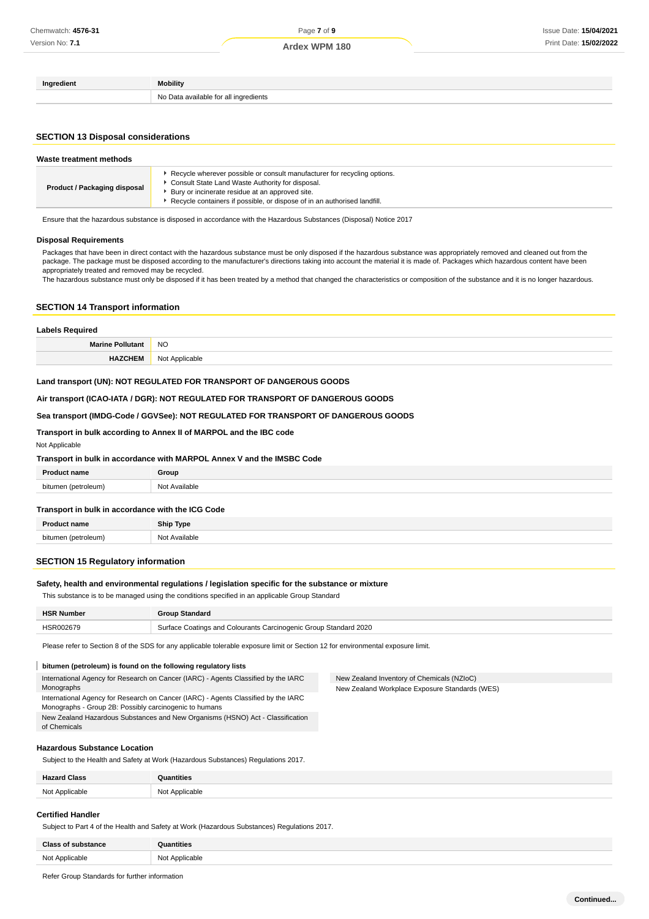| Ingredient | Mobility |
| --- | --- |
| | No Data available for all ingredients |

## SECTION 13 Disposal considerations

### Waste treatment methods

| | |
| --- | --- |
| **Product / Packaging disposal** | ▸ Recycle wherever possible or consult manufacturer for recycling options.<br>▸ Consult State Land Waste Authority for disposal.<br>▸ Bury or incinerate residue at an approved site.<br>▸ Recycle containers if possible, or dispose of in an authorised landfill. |

Ensure that the hazardous substance is disposed in accordance with the Hazardous Substances (Disposal) Notice 2017

### Disposal Requirements

Packages that have been in direct contact with the hazardous substance must be only disposed if the hazardous substance was appropriately removed and cleaned out from the package. The package must be disposed according to the manufacturer's directions taking into account the material it is made of. Packages which hazardous content have been appropriately treated and removed may be recycled.
The hazardous substance must only be disposed if it has been treated by a method that changed the characteristics or composition of the substance and it is no longer hazardous.

## SECTION 14 Transport information

### Labels Required

| | |
| --- | --- |
| **Marine Pollutant** | NO |
| **HAZCHEM** | Not Applicable |

**Land transport (UN): NOT REGULATED FOR TRANSPORT OF DANGEROUS GOODS**

**Air transport (ICAO-IATA / DGR): NOT REGULATED FOR TRANSPORT OF DANGEROUS GOODS**

**Sea transport (IMDG-Code / GGVSee): NOT REGULATED FOR TRANSPORT OF DANGEROUS GOODS**

**Transport in bulk according to Annex II of MARPOL and the IBC code**

Not Applicable

**Transport in bulk in accordance with MARPOL Annex V and the IMSBC Code**

| Product name | Group |
| --- | --- |
| bitumen (petroleum) | Not Available |

**Transport in bulk in accordance with the ICG Code**

| Product name | Ship Type |
| --- | --- |
| bitumen (petroleum) | Not Available |

## SECTION 15 Regulatory information

### Safety, health and environmental regulations / legislation specific for the substance or mixture

This substance is to be managed using the conditions specified in an applicable Group Standard

| HSR Number | Group Standard |
| --- | --- |
| HSR002679 | Surface Coatings and Colourants Carcinogenic Group Standard 2020 |

Please refer to Section 8 of the SDS for any applicable tolerable exposure limit or Section 12 for environmental exposure limit.

**bitumen (petroleum) is found on the following regulatory lists**

- International Agency for Research on Cancer (IARC) - Agents Classified by the IARC Monographs
- International Agency for Research on Cancer (IARC) - Agents Classified by the IARC Monographs - Group 2B: Possibly carcinogenic to humans
- New Zealand Hazardous Substances and New Organisms (HSNO) Act - Classification of Chemicals
- New Zealand Inventory of Chemicals (NZIoC)
- New Zealand Workplace Exposure Standards (WES)

### Hazardous Substance Location

Subject to the Health and Safety at Work (Hazardous Substances) Regulations 2017.

| Hazard Class | Quantities |
| --- | --- |
| Not Applicable | Not Applicable |

### Certified Handler

Subject to Part 4 of the Health and Safety at Work (Hazardous Substances) Regulations 2017.

| Class of substance | Quantities |
| --- | --- |
| Not Applicable | Not Applicable |

Refer Group Standards for further information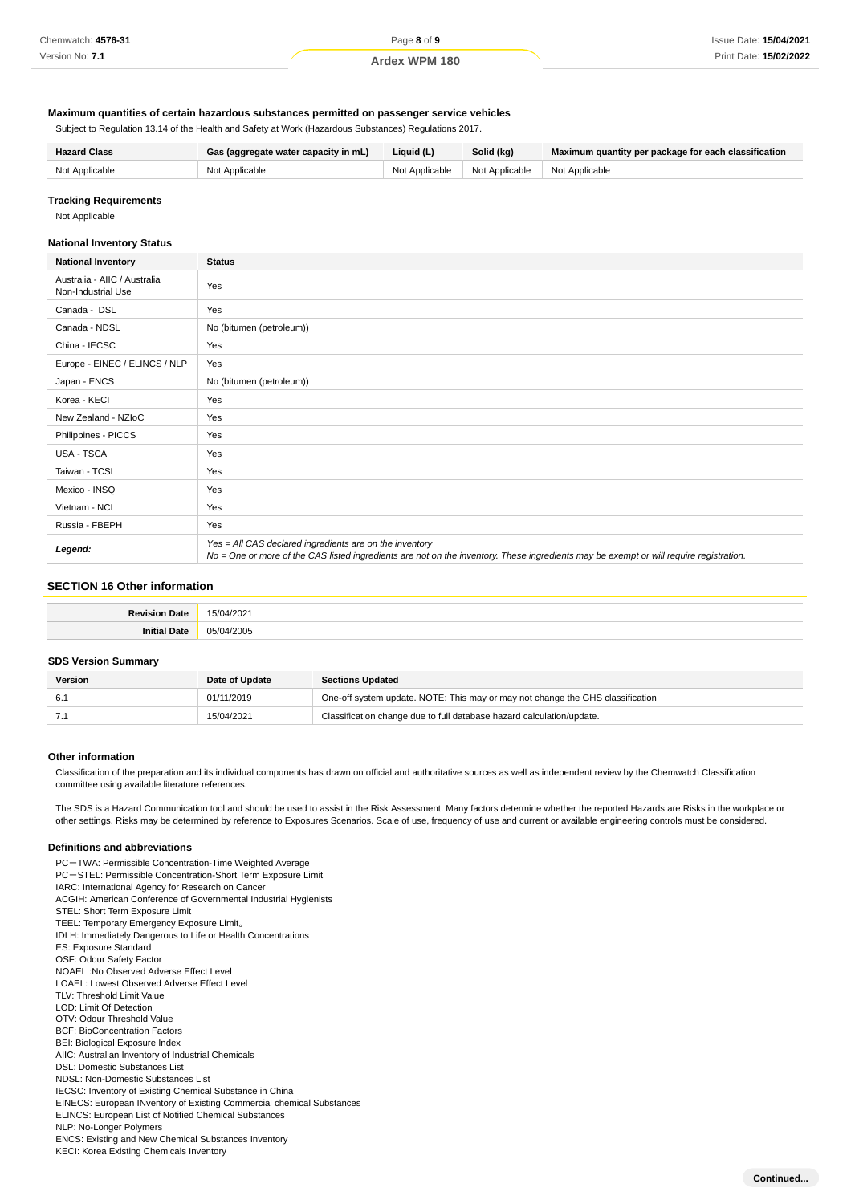### Maximum quantities of certain hazardous substances permitted on passenger service vehicles

Subject to Regulation 13.14 of the Health and Safety at Work (Hazardous Substances) Regulations 2017.

| Hazard Class | Gas (aggregate water capacity in mL) | Liquid (L) | Solid (kg) | Maximum quantity per package for each classification |
|---|---|---|---|---|
| Not Applicable | Not Applicable | Not Applicable | Not Applicable | Not Applicable |

### Tracking Requirements

Not Applicable

### National Inventory Status

| National Inventory | Status |
|---|---|
| Australia - AIIC / Australia Non-Industrial Use | Yes |
| Canada - DSL | Yes |
| Canada - NDSL | No (bitumen (petroleum)) |
| China - IECSC | Yes |
| Europe - EINEC / ELINCS / NLP | Yes |
| Japan - ENCS | No (bitumen (petroleum)) |
| Korea - KECI | Yes |
| New Zealand - NZIoC | Yes |
| Philippines - PICCS | Yes |
| USA - TSCA | Yes |
| Taiwan - TCSI | Yes |
| Mexico - INSQ | Yes |
| Vietnam - NCI | Yes |
| Russia - FBEPH | Yes |
| ***Legend:*** | *Yes = All CAS declared ingredients are on the inventory*<br>*No = One or more of the CAS listed ingredients are not on the inventory. These ingredients may be exempt or will require registration.* |

## SECTION 16 Other information

| | |
|---|---|
| **Revision Date** | 15/04/2021 |
| **Initial Date** | 05/04/2005 |

### SDS Version Summary

| Version | Date of Update | Sections Updated |
|---|---|---|
| 6.1 | 01/11/2019 | One-off system update. NOTE: This may or may not change the GHS classification |
| 7.1 | 15/04/2021 | Classification change due to full database hazard calculation/update. |

### Other information

Classification of the preparation and its individual components has drawn on official and authoritative sources as well as independent review by the Chemwatch Classification committee using available literature references.

The SDS is a Hazard Communication tool and should be used to assist in the Risk Assessment. Many factors determine whether the reported Hazards are Risks in the workplace or other settings. Risks may be determined by reference to Exposures Scenarios. Scale of use, frequency of use and current or available engineering controls must be considered.

### Definitions and abbreviations

PC－TWA: Permissible Concentration-Time Weighted Average
PC－STEL: Permissible Concentration-Short Term Exposure Limit
IARC: International Agency for Research on Cancer
ACGIH: American Conference of Governmental Industrial Hygienists
STEL: Short Term Exposure Limit
TEEL: Temporary Emergency Exposure Limit。
IDLH: Immediately Dangerous to Life or Health Concentrations
ES: Exposure Standard
OSF: Odour Safety Factor
NOAEL :No Observed Adverse Effect Level
LOAEL: Lowest Observed Adverse Effect Level
TLV: Threshold Limit Value
LOD: Limit Of Detection
OTV: Odour Threshold Value
BCF: BioConcentration Factors
BEI: Biological Exposure Index
AIIC: Australian Inventory of Industrial Chemicals
DSL: Domestic Substances List
NDSL: Non-Domestic Substances List
IECSC: Inventory of Existing Chemical Substance in China
EINECS: European INventory of Existing Commercial chemical Substances
ELINCS: European List of Notified Chemical Substances
NLP: No-Longer Polymers
ENCS: Existing and New Chemical Substances Inventory
KECI: Korea Existing Chemicals Inventory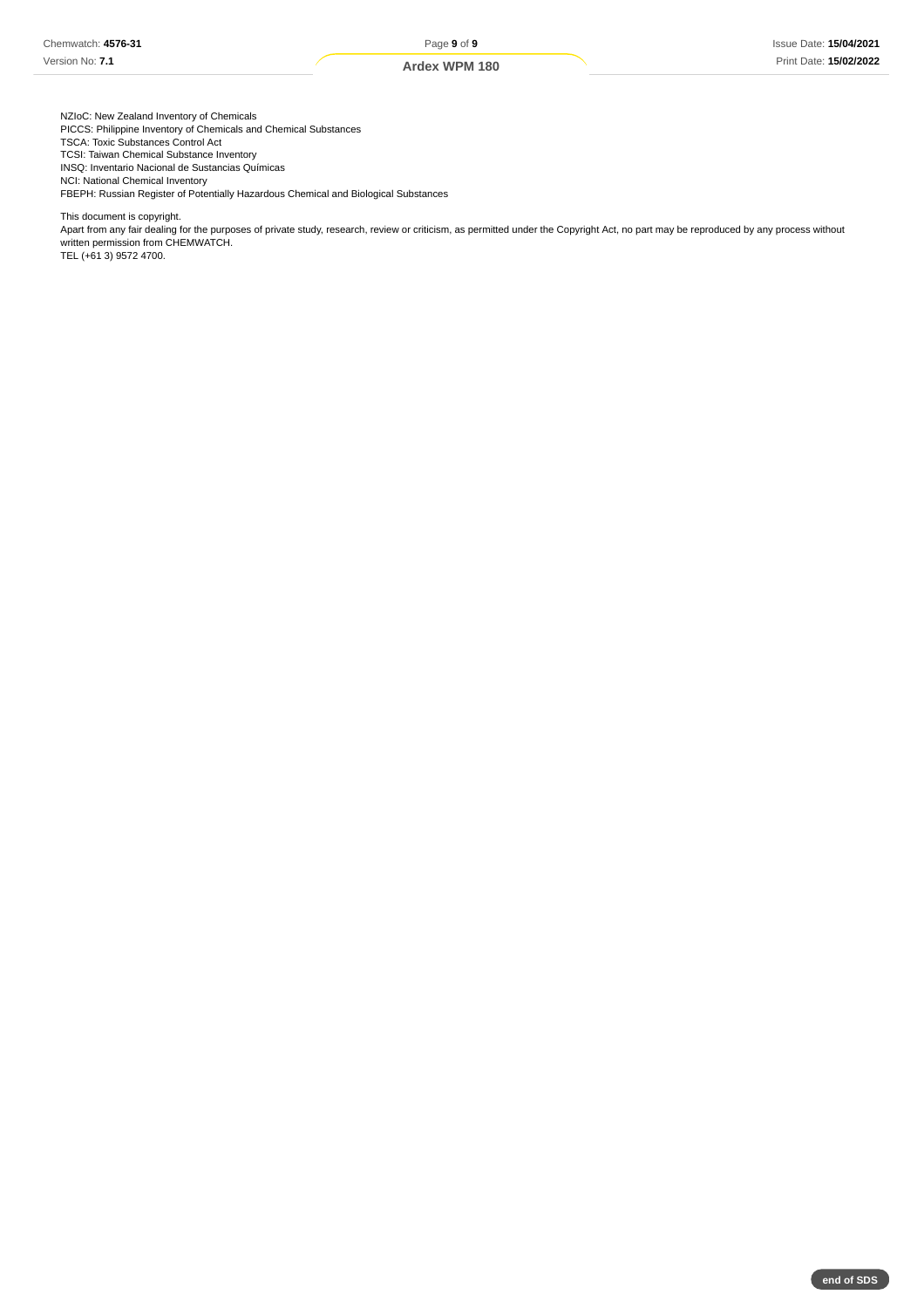NZIoC: New Zealand Inventory of Chemicals
PICCS: Philippine Inventory of Chemicals and Chemical Substances
TSCA: Toxic Substances Control Act
TCSI: Taiwan Chemical Substance Inventory
INSQ: Inventario Nacional de Sustancias Químicas
NCI: National Chemical Inventory
FBEPH: Russian Register of Potentially Hazardous Chemical and Biological Substances

This document is copyright.
Apart from any fair dealing for the purposes of private study, research, review or criticism, as permitted under the Copyright Act, no part may be reproduced by any process without written permission from CHEMWATCH.
TEL (+61 3) 9572 4700.

**end of SDS**